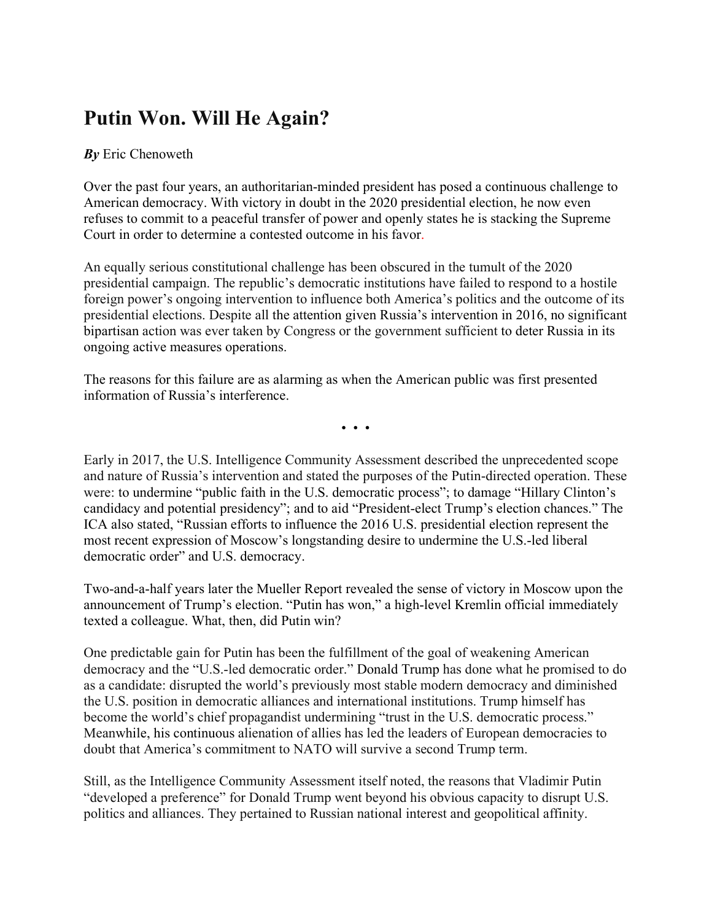# Putin Won. Will He Again?

***By*** Eric Chenoweth

Over the past four years, an authoritarian-minded president has posed a continuous challenge to American democracy. With victory in doubt in the 2020 presidential election, he now even refuses to commit to a peaceful transfer of power and openly states he is stacking the Supreme Court in order to determine a contested outcome in his favor.

An equally serious constitutional challenge has been obscured in the tumult of the 2020 presidential campaign. The republic's democratic institutions have failed to respond to a hostile foreign power's ongoing intervention to influence both America's politics and the outcome of its presidential elections. Despite all the attention given Russia's intervention in 2016, no significant bipartisan action was ever taken by Congress or the government sufficient to deter Russia in its ongoing active measures operations.

The reasons for this failure are as alarming as when the American public was first presented information of Russia's interference.

• • •

Early in 2017, the U.S. Intelligence Community Assessment described the unprecedented scope and nature of Russia's intervention and stated the purposes of the Putin-directed operation. These were: to undermine "public faith in the U.S. democratic process"; to damage "Hillary Clinton's candidacy and potential presidency"; and to aid "President-elect Trump's election chances." The ICA also stated, "Russian efforts to influence the 2016 U.S. presidential election represent the most recent expression of Moscow's longstanding desire to undermine the U.S.-led liberal democratic order" and U.S. democracy.

Two-and-a-half years later the Mueller Report revealed the sense of victory in Moscow upon the announcement of Trump's election. "Putin has won," a high-level Kremlin official immediately texted a colleague. What, then, did Putin win?

One predictable gain for Putin has been the fulfillment of the goal of weakening American democracy and the "U.S.-led democratic order." Donald Trump has done what he promised to do as a candidate: disrupted the world's previously most stable modern democracy and diminished the U.S. position in democratic alliances and international institutions. Trump himself has become the world's chief propagandist undermining "trust in the U.S. democratic process." Meanwhile, his continuous alienation of allies has led the leaders of European democracies to doubt that America's commitment to NATO will survive a second Trump term.

Still, as the Intelligence Community Assessment itself noted, the reasons that Vladimir Putin "developed a preference" for Donald Trump went beyond his obvious capacity to disrupt U.S. politics and alliances. They pertained to Russian national interest and geopolitical affinity.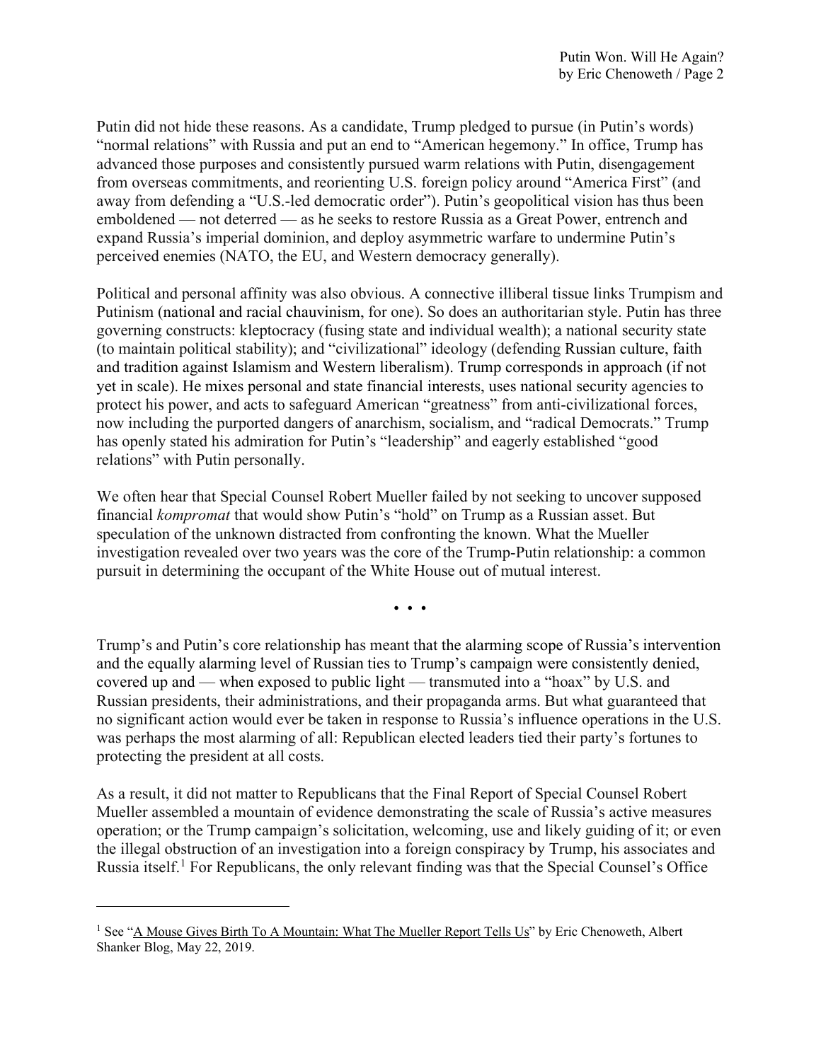Putin did not hide these reasons. As a candidate, Trump pledged to pursue (in Putin's words) "normal relations" with Russia and put an end to "American hegemony." In office, Trump has advanced those purposes and consistently pursued warm relations with Putin, disengagement from overseas commitments, and reorienting U.S. foreign policy around "America First" (and away from defending a "U.S.-led democratic order"). Putin's geopolitical vision has thus been emboldened — not deterred — as he seeks to restore Russia as a Great Power, entrench and expand Russia's imperial dominion, and deploy asymmetric warfare to undermine Putin's perceived enemies (NATO, the EU, and Western democracy generally).

Political and personal affinity was also obvious. A connective illiberal tissue links Trumpism and Putinism (national and racial chauvinism, for one). So does an authoritarian style. Putin has three governing constructs: kleptocracy (fusing state and individual wealth); a national security state (to maintain political stability); and "civilizational" ideology (defending Russian culture, faith and tradition against Islamism and Western liberalism). Trump corresponds in approach (if not yet in scale). He mixes personal and state financial interests, uses national security agencies to protect his power, and acts to safeguard American "greatness" from anti-civilizational forces, now including the purported dangers of anarchism, socialism, and "radical Democrats." Trump has openly stated his admiration for Putin's "leadership" and eagerly established "good relations" with Putin personally.

We often hear that Special Counsel Robert Mueller failed by not seeking to uncover supposed financial *kompromat* that would show Putin's "hold" on Trump as a Russian asset. But speculation of the unknown distracted from confronting the known. What the Mueller investigation revealed over two years was the core of the Trump-Putin relationship: a common pursuit in determining the occupant of the White House out of mutual interest.

• • •

Trump's and Putin's core relationship has meant that the alarming scope of Russia's intervention and the equally alarming level of Russian ties to Trump's campaign were consistently denied, covered up and — when exposed to public light — transmuted into a "hoax" by U.S. and Russian presidents, their administrations, and their propaganda arms. But what guaranteed that no significant action would ever be taken in response to Russia's influence operations in the U.S. was perhaps the most alarming of all: Republican elected leaders tied their party's fortunes to protecting the president at all costs.

As a result, it did not matter to Republicans that the Final Report of Special Counsel Robert Mueller assembled a mountain of evidence demonstrating the scale of Russia's active measures operation; or the Trump campaign's solicitation, welcoming, use and likely guiding of it; or even the illegal obstruction of an investigation into a foreign conspiracy by Trump, his associates and Russia itself.[1] For Republicans, the only relevant finding was that the Special Counsel's Office

---

[1] See "A Mouse Gives Birth To A Mountain: What The Mueller Report Tells Us" by Eric Chenoweth, Albert Shanker Blog, May 22, 2019.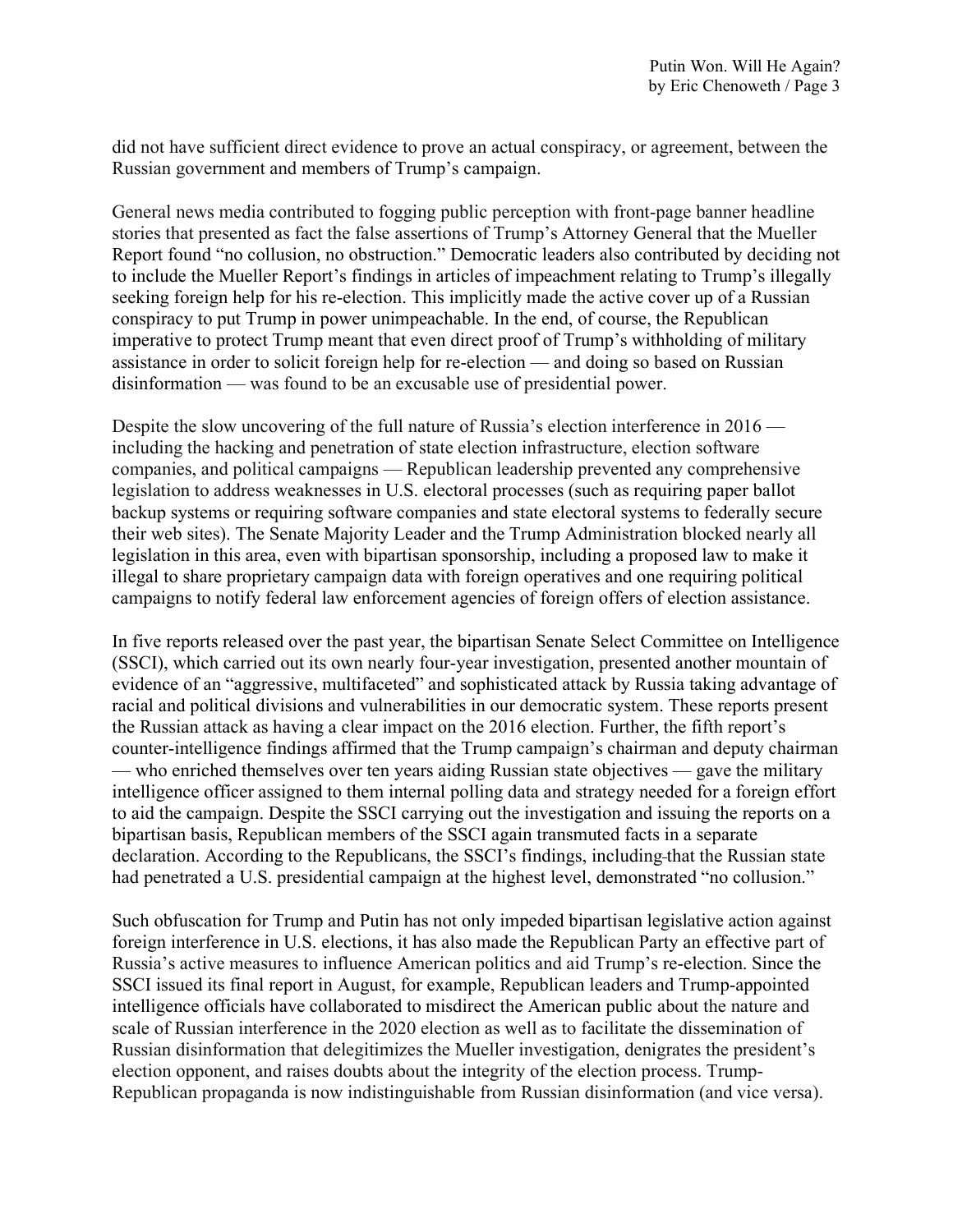did not have sufficient direct evidence to prove an actual conspiracy, or agreement, between the Russian government and members of Trump's campaign.

General news media contributed to fogging public perception with front-page banner headline stories that presented as fact the false assertions of Trump's Attorney General that the Mueller Report found "no collusion, no obstruction." Democratic leaders also contributed by deciding not to include the Mueller Report's findings in articles of impeachment relating to Trump's illegally seeking foreign help for his re-election. This implicitly made the active cover up of a Russian conspiracy to put Trump in power unimpeachable. In the end, of course, the Republican imperative to protect Trump meant that even direct proof of Trump's withholding of military assistance in order to solicit foreign help for re-election — and doing so based on Russian disinformation — was found to be an excusable use of presidential power.

Despite the slow uncovering of the full nature of Russia's election interference in 2016 — including the hacking and penetration of state election infrastructure, election software companies, and political campaigns — Republican leadership prevented any comprehensive legislation to address weaknesses in U.S. electoral processes (such as requiring paper ballot backup systems or requiring software companies and state electoral systems to federally secure their web sites). The Senate Majority Leader and the Trump Administration blocked nearly all legislation in this area, even with bipartisan sponsorship, including a proposed law to make it illegal to share proprietary campaign data with foreign operatives and one requiring political campaigns to notify federal law enforcement agencies of foreign offers of election assistance.

In five reports released over the past year, the bipartisan Senate Select Committee on Intelligence (SSCI), which carried out its own nearly four-year investigation, presented another mountain of evidence of an "aggressive, multifaceted" and sophisticated attack by Russia taking advantage of racial and political divisions and vulnerabilities in our democratic system. These reports present the Russian attack as having a clear impact on the 2016 election. Further, the fifth report's counter-intelligence findings affirmed that the Trump campaign's chairman and deputy chairman — who enriched themselves over ten years aiding Russian state objectives — gave the military intelligence officer assigned to them internal polling data and strategy needed for a foreign effort to aid the campaign. Despite the SSCI carrying out the investigation and issuing the reports on a bipartisan basis, Republican members of the SSCI again transmuted facts in a separate declaration. According to the Republicans, the SSCI's findings, including that the Russian state had penetrated a U.S. presidential campaign at the highest level, demonstrated "no collusion."

Such obfuscation for Trump and Putin has not only impeded bipartisan legislative action against foreign interference in U.S. elections, it has also made the Republican Party an effective part of Russia's active measures to influence American politics and aid Trump's re-election. Since the SSCI issued its final report in August, for example, Republican leaders and Trump-appointed intelligence officials have collaborated to misdirect the American public about the nature and scale of Russian interference in the 2020 election as well as to facilitate the dissemination of Russian disinformation that delegitimizes the Mueller investigation, denigrates the president's election opponent, and raises doubts about the integrity of the election process. Trump-Republican propaganda is now indistinguishable from Russian disinformation (and vice versa).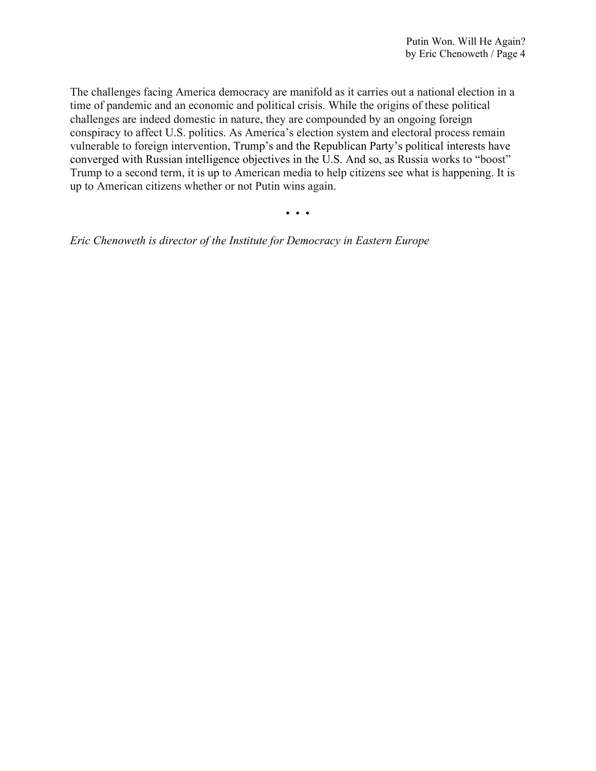The challenges facing America democracy are manifold as it carries out a national election in a time of pandemic and an economic and political crisis. While the origins of these political challenges are indeed domestic in nature, they are compounded by an ongoing foreign conspiracy to affect U.S. politics. As America's election system and electoral process remain vulnerable to foreign intervention, Trump's and the Republican Party's political interests have converged with Russian intelligence objectives in the U.S. And so, as Russia works to "boost" Trump to a second term, it is up to American media to help citizens see what is happening. It is up to American citizens whether or not Putin wins again.

• • •

*Eric Chenoweth is director of the Institute for Democracy in Eastern Europe*